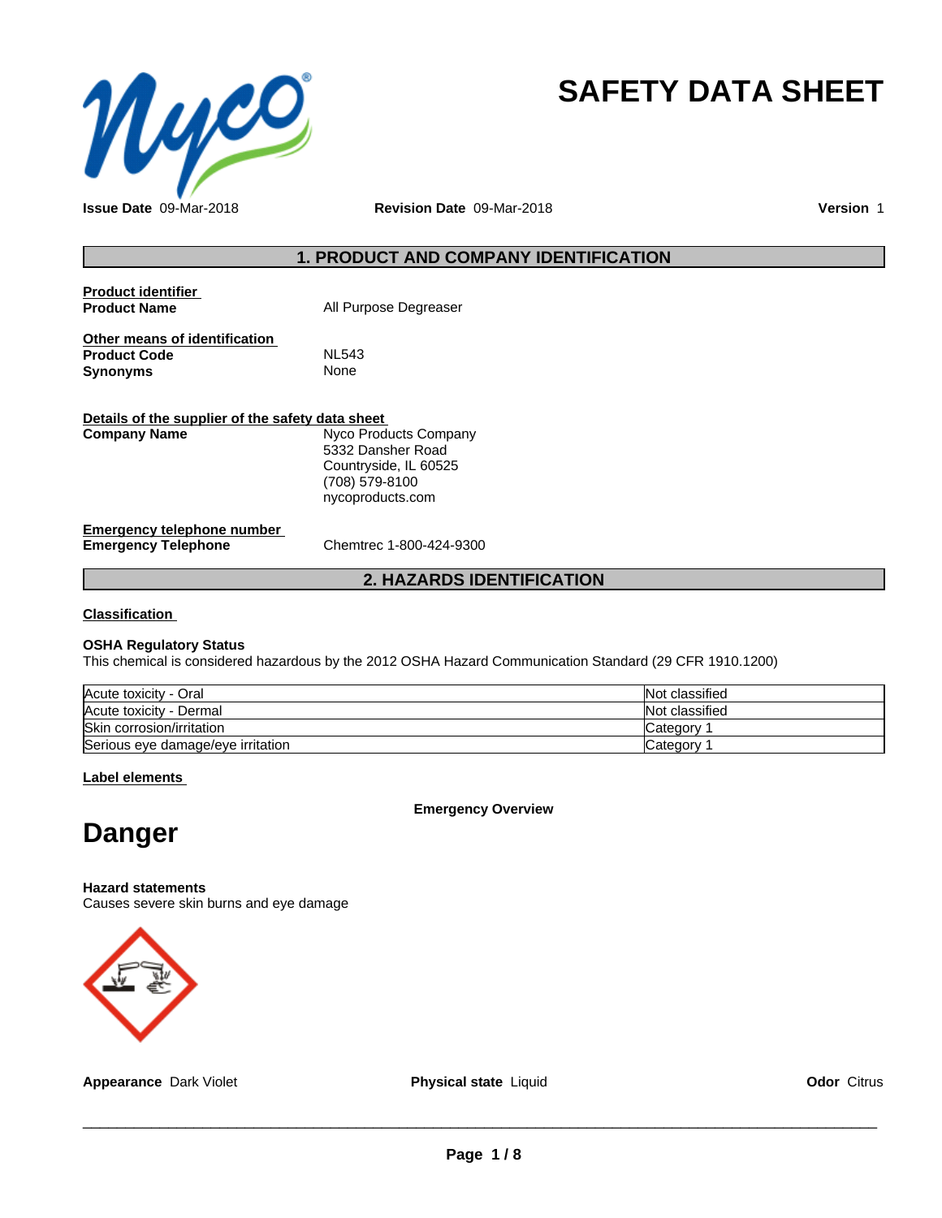# SAFETY DATA SHEET

**Issue Date** 09-Mar-2018 **Revision Date** 09-Mar-2018 **Version** 1

## 1. PRODUCT AND COMPANY IDENTIFICATION

**Product identifier**

**Product Name** All Purpose Degreaser

**Other means of identification**

**Product Code** NL543

**Synonyms** None

**Details of the supplier of the safety data sheet**

**Company Name**
Nyco Products Company
5332 Dansher Road
Countryside, IL 60525
(708) 579-8100
nycoproducts.com

**Emergency telephone number**

**Emergency Telephone** Chemtrec 1-800-424-9300

## 2. HAZARDS IDENTIFICATION

**Classification**

**OSHA Regulatory Status**

This chemical is considered hazardous by the 2012 OSHA Hazard Communication Standard (29 CFR 1910.1200)

| | |
|---|---|
| Acute toxicity - Oral | Not classified |
| Acute toxicity - Dermal | Not classified |
| Skin corrosion/irritation | Category 1 |
| Serious eye damage/eye irritation | Category 1 |

**Label elements**

**Emergency Overview**

# Danger

**Hazard statements**

Causes severe skin burns and eye damage

**Appearance** Dark Violet **Physical state** Liquid **Odor** Citrus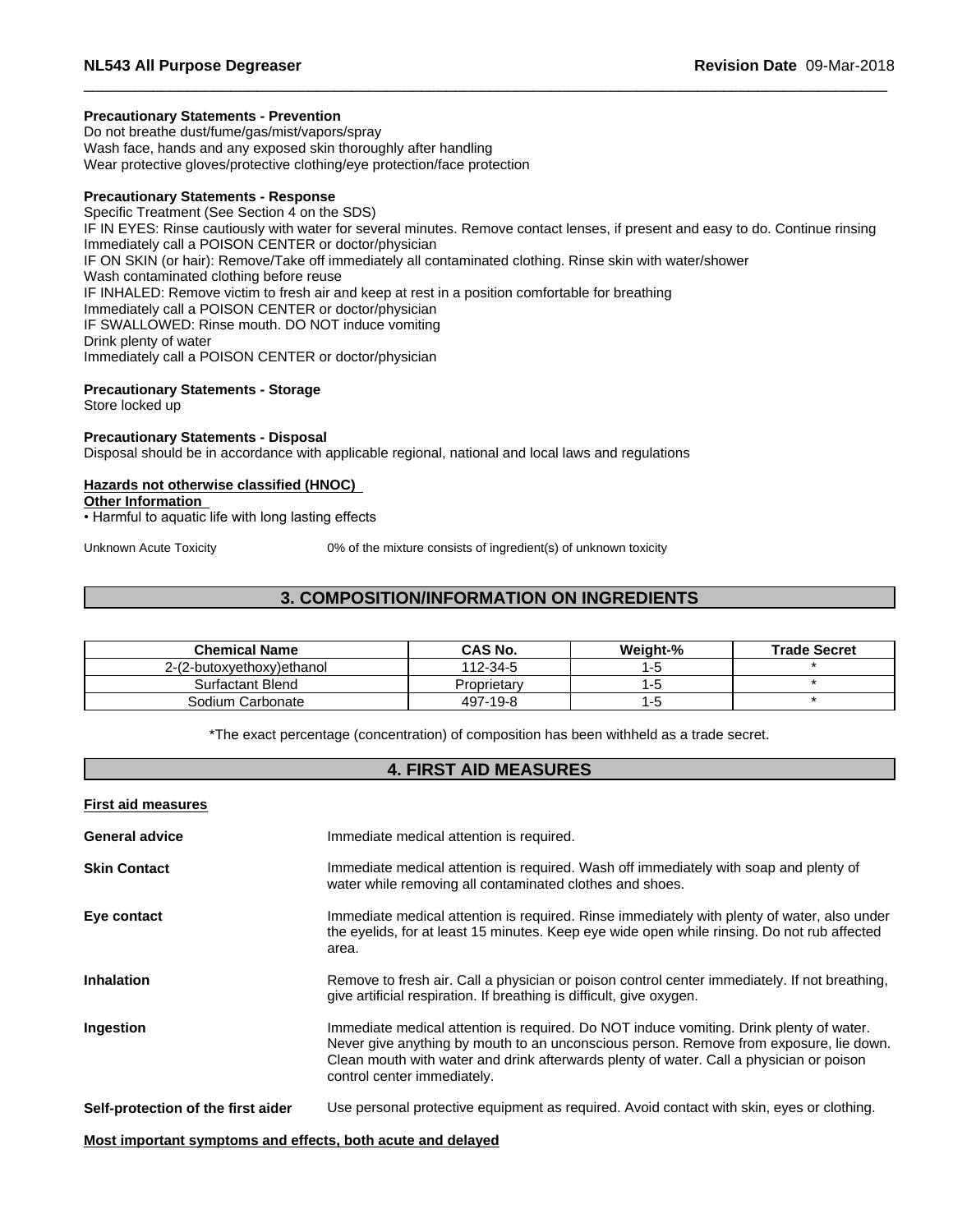**Precautionary Statements - Prevention**
Do not breathe dust/fume/gas/mist/vapors/spray
Wash face, hands and any exposed skin thoroughly after handling
Wear protective gloves/protective clothing/eye protection/face protection

**Precautionary Statements - Response**
Specific Treatment (See Section 4 on the SDS)
IF IN EYES: Rinse cautiously with water for several minutes. Remove contact lenses, if present and easy to do. Continue rinsing
Immediately call a POISON CENTER or doctor/physician
IF ON SKIN (or hair): Remove/Take off immediately all contaminated clothing. Rinse skin with water/shower
Wash contaminated clothing before reuse
IF INHALED: Remove victim to fresh air and keep at rest in a position comfortable for breathing
Immediately call a POISON CENTER or doctor/physician
IF SWALLOWED: Rinse mouth. DO NOT induce vomiting
Drink plenty of water
Immediately call a POISON CENTER or doctor/physician

**Precautionary Statements - Storage**
Store locked up

**Precautionary Statements - Disposal**
Disposal should be in accordance with applicable regional, national and local laws and regulations

**Hazards not otherwise classified (HNOC)**
**Other Information**
• Harmful to aquatic life with long lasting effects

Unknown Acute Toxicity 0% of the mixture consists of ingredient(s) of unknown toxicity

## 3. COMPOSITION/INFORMATION ON INGREDIENTS

| Chemical Name | CAS No. | Weight-% | Trade Secret |
|---|---|---|---|
| 2-(2-butoxyethoxy)ethanol | 112-34-5 | 1-5 | * |
| Surfactant Blend | Proprietary | 1-5 | * |
| Sodium Carbonate | 497-19-8 | 1-5 | * |

*The exact percentage (concentration) of composition has been withheld as a trade secret.

## 4. FIRST AID MEASURES

**First aid measures**

**General advice** Immediate medical attention is required.

**Skin Contact** Immediate medical attention is required. Wash off immediately with soap and plenty of water while removing all contaminated clothes and shoes.

**Eye contact** Immediate medical attention is required. Rinse immediately with plenty of water, also under the eyelids, for at least 15 minutes. Keep eye wide open while rinsing. Do not rub affected area.

**Inhalation** Remove to fresh air. Call a physician or poison control center immediately. If not breathing, give artificial respiration. If breathing is difficult, give oxygen.

**Ingestion** Immediate medical attention is required. Do NOT induce vomiting. Drink plenty of water. Never give anything by mouth to an unconscious person. Remove from exposure, lie down. Clean mouth with water and drink afterwards plenty of water. Call a physician or poison control center immediately.

**Self-protection of the first aider** Use personal protective equipment as required. Avoid contact with skin, eyes or clothing.

**Most important symptoms and effects, both acute and delayed**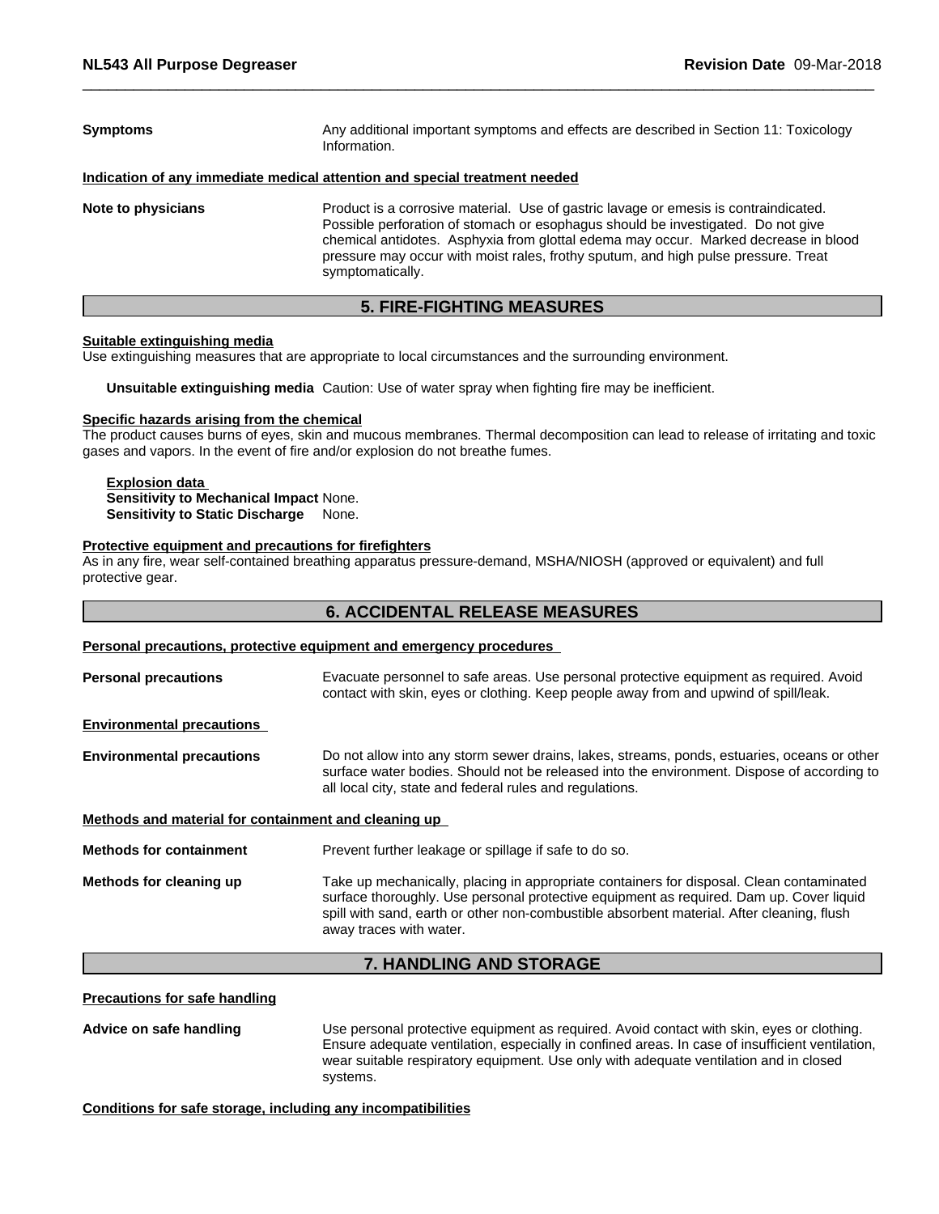**Symptoms** Any additional important symptoms and effects are described in Section 11: Toxicology Information.

**Indication of any immediate medical attention and special treatment needed**

**Note to physicians** Product is a corrosive material. Use of gastric lavage or emesis is contraindicated. Possible perforation of stomach or esophagus should be investigated. Do not give chemical antidotes. Asphyxia from glottal edema may occur. Marked decrease in blood pressure may occur with moist rales, frothy sputum, and high pulse pressure. Treat symptomatically.

## 5. FIRE-FIGHTING MEASURES

**Suitable extinguishing media**

Use extinguishing measures that are appropriate to local circumstances and the surrounding environment.

**Unsuitable extinguishing media** Caution: Use of water spray when fighting fire may be inefficient.

**Specific hazards arising from the chemical**

The product causes burns of eyes, skin and mucous membranes. Thermal decomposition can lead to release of irritating and toxic gases and vapors. In the event of fire and/or explosion do not breathe fumes.

**Explosion data**
**Sensitivity to Mechanical Impact** None.
**Sensitivity to Static Discharge** None.

**Protective equipment and precautions for firefighters**

As in any fire, wear self-contained breathing apparatus pressure-demand, MSHA/NIOSH (approved or equivalent) and full protective gear.

## 6. ACCIDENTAL RELEASE MEASURES

**Personal precautions, protective equipment and emergency procedures**

**Personal precautions** Evacuate personnel to safe areas. Use personal protective equipment as required. Avoid contact with skin, eyes or clothing. Keep people away from and upwind of spill/leak.

**Environmental precautions**

**Environmental precautions** Do not allow into any storm sewer drains, lakes, streams, ponds, estuaries, oceans or other surface water bodies. Should not be released into the environment. Dispose of according to all local city, state and federal rules and regulations.

**Methods and material for containment and cleaning up**

**Methods for containment** Prevent further leakage or spillage if safe to do so.

**Methods for cleaning up** Take up mechanically, placing in appropriate containers for disposal. Clean contaminated surface thoroughly. Use personal protective equipment as required. Dam up. Cover liquid spill with sand, earth or other non-combustible absorbent material. After cleaning, flush away traces with water.

## 7. HANDLING AND STORAGE

**Precautions for safe handling**

**Advice on safe handling** Use personal protective equipment as required. Avoid contact with skin, eyes or clothing. Ensure adequate ventilation, especially in confined areas. In case of insufficient ventilation, wear suitable respiratory equipment. Use only with adequate ventilation and in closed systems.

**Conditions for safe storage, including any incompatibilities**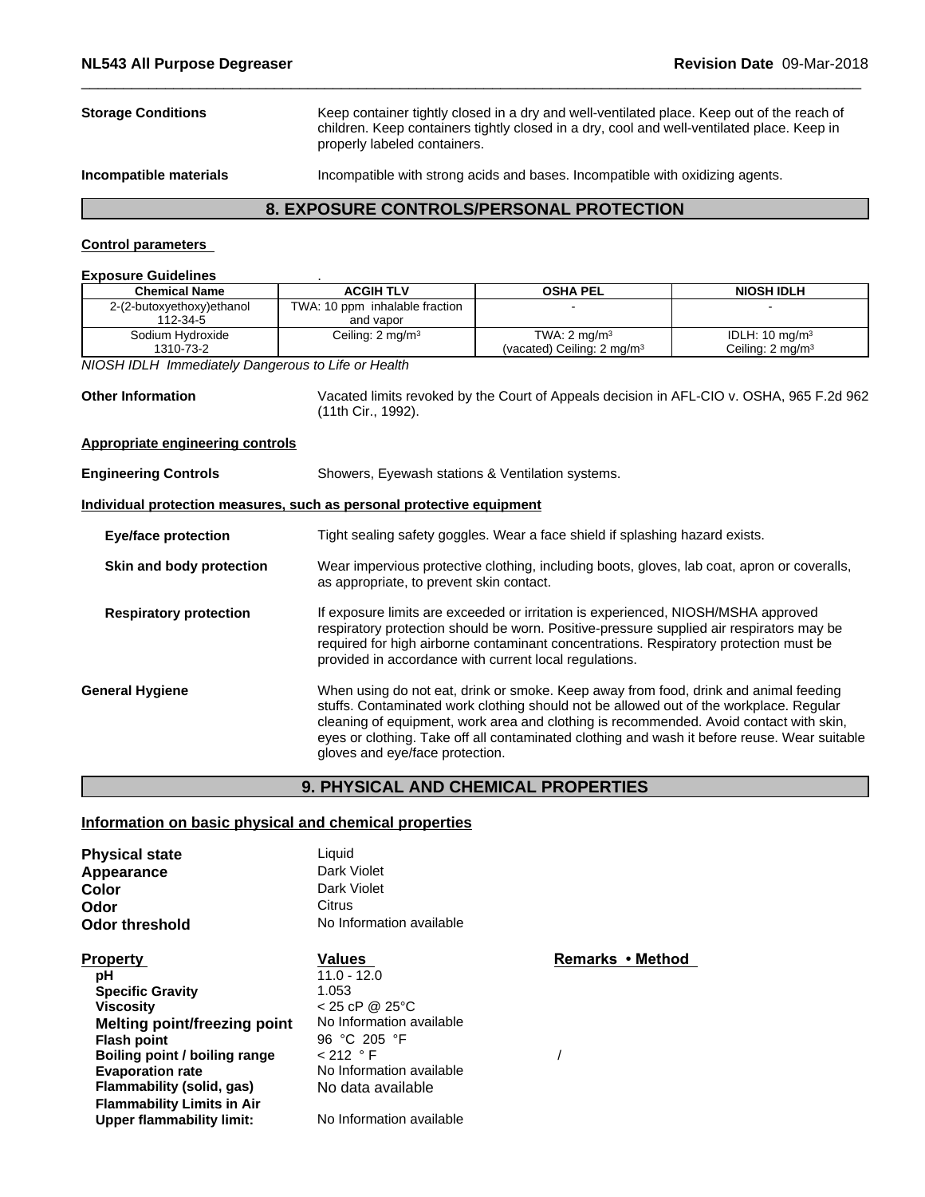**Storage Conditions** Keep container tightly closed in a dry and well-ventilated place. Keep out of the reach of children. Keep containers tightly closed in a dry, cool and well-ventilated place. Keep in properly labeled containers.

**Incompatible materials** Incompatible with strong acids and bases. Incompatible with oxidizing agents.

## 8. EXPOSURE CONTROLS/PERSONAL PROTECTION

**Control parameters**

**Exposure Guidelines** .

| Chemical Name | ACGIH TLV | OSHA PEL | NIOSH IDLH |
|---|---|---|---|
| 2-(2-butoxyethoxy)ethanol 112-34-5 | TWA: 10 ppm inhalable fraction and vapor | - | - |
| Sodium Hydroxide 1310-73-2 | Ceiling: 2 mg/m³ | TWA: 2 mg/m³ (vacated) Ceiling: 2 mg/m³ | IDLH: 10 mg/m³ Ceiling: 2 mg/m³ |

*NIOSH IDLH Immediately Dangerous to Life or Health*

**Other Information** Vacated limits revoked by the Court of Appeals decision in AFL-CIO v. OSHA, 965 F.2d 962 (11th Cir., 1992).

**Appropriate engineering controls**

**Engineering Controls** Showers, Eyewash stations & Ventilation systems.

**Individual protection measures, such as personal protective equipment**

**Eye/face protection** Tight sealing safety goggles. Wear a face shield if splashing hazard exists.

**Skin and body protection** Wear impervious protective clothing, including boots, gloves, lab coat, apron or coveralls, as appropriate, to prevent skin contact.

**Respiratory protection** If exposure limits are exceeded or irritation is experienced, NIOSH/MSHA approved respiratory protection should be worn. Positive-pressure supplied air respirators may be required for high airborne contaminant concentrations. Respiratory protection must be provided in accordance with current local regulations.

**General Hygiene** When using do not eat, drink or smoke. Keep away from food, drink and animal feeding stuffs. Contaminated work clothing should not be allowed out of the workplace. Regular cleaning of equipment, work area and clothing is recommended. Avoid contact with skin, eyes or clothing. Take off all contaminated clothing and wash it before reuse. Wear suitable gloves and eye/face protection.

## 9. PHYSICAL AND CHEMICAL PROPERTIES

**Information on basic physical and chemical properties**

**Physical state** Liquid
**Appearance** Dark Violet
**Color** Dark Violet
**Odor** Citrus
**Odor threshold** No Information available

| Property | Values | Remarks • Method |
|---|---|---|
| pH | 11.0 - 12.0 | |
| Specific Gravity | 1.053 | |
| Viscosity | < 25 cP @ 25°C | |
| Melting point/freezing point | No Information available | |
| Flash point | 96 °C 205 °F | |
| Boiling point / boiling range | < 212 °F | / |
| Evaporation rate | No Information available | |
| Flammability (solid, gas) | No data available | |
| Flammability Limits in Air | | |
| Upper flammability limit: | No Information available | |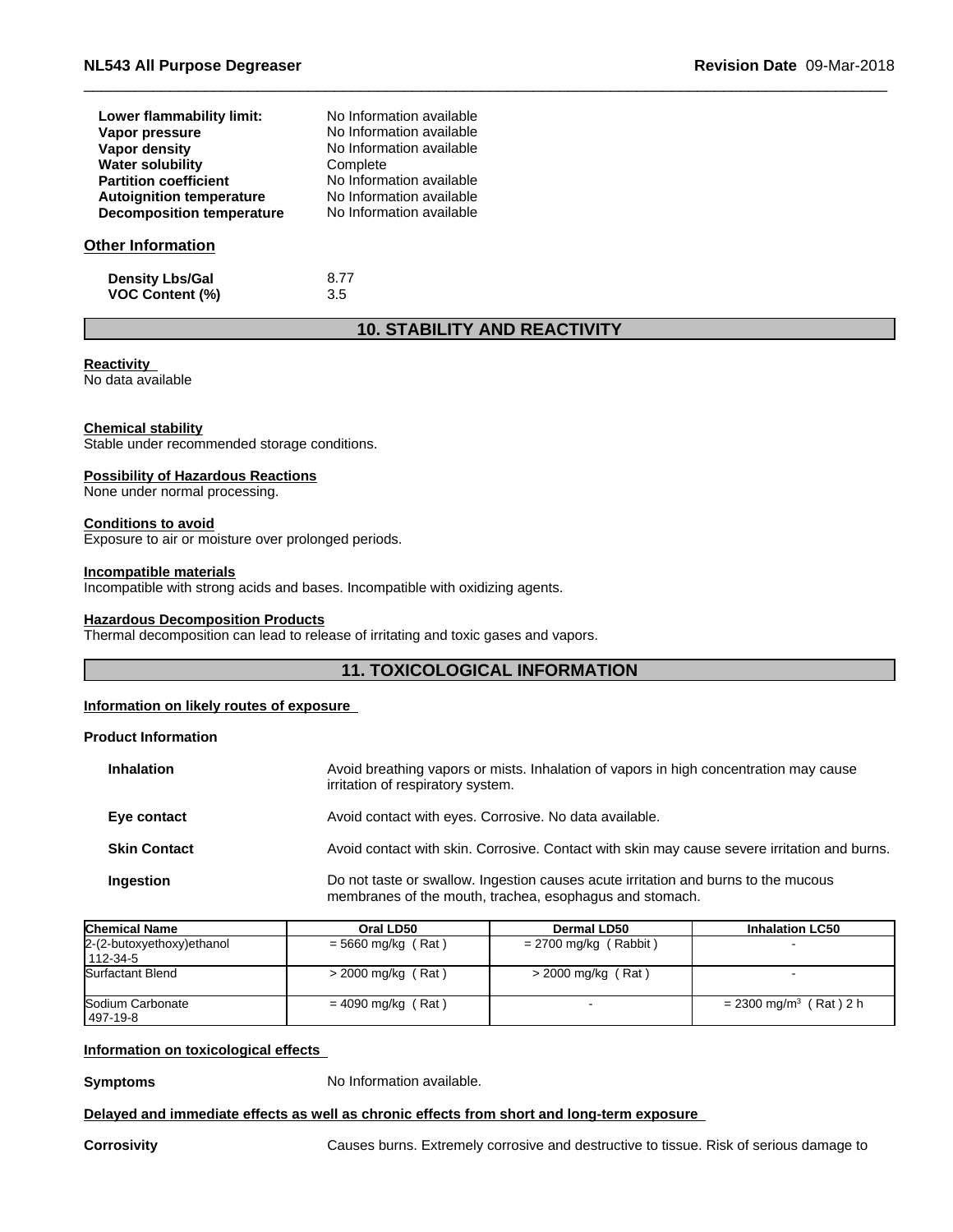| | |
|---|---|
| **Lower flammability limit:** | No Information available |
| **Vapor pressure** | No Information available |
| **Vapor density** | No Information available |
| **Water solubility** | Complete |
| **Partition coefficient** | No Information available |
| **Autoignition temperature** | No Information available |
| **Decomposition temperature** | No Information available |

### Other Information

| | |
|---|---|
| **Density Lbs/Gal** | 8.77 |
| **VOC Content (%)** | 3.5 |

## 10. STABILITY AND REACTIVITY

**Reactivity**
No data available

**Chemical stability**
Stable under recommended storage conditions.

**Possibility of Hazardous Reactions**
None under normal processing.

**Conditions to avoid**
Exposure to air or moisture over prolonged periods.

**Incompatible materials**
Incompatible with strong acids and bases. Incompatible with oxidizing agents.

**Hazardous Decomposition Products**
Thermal decomposition can lead to release of irritating and toxic gases and vapors.

## 11. TOXICOLOGICAL INFORMATION

**Information on likely routes of exposure**

**Product Information**

| | |
|---|---|
| **Inhalation** | Avoid breathing vapors or mists. Inhalation of vapors in high concentration may cause irritation of respiratory system. |
| **Eye contact** | Avoid contact with eyes. Corrosive. No data available. |
| **Skin Contact** | Avoid contact with skin. Corrosive. Contact with skin may cause severe irritation and burns. |
| **Ingestion** | Do not taste or swallow. Ingestion causes acute irritation and burns to the mucous membranes of the mouth, trachea, esophagus and stomach. |

| Chemical Name | Oral LD50 | Dermal LD50 | Inhalation LC50 |
|---|---|---|---|
| 2-(2-butoxyethoxy)ethanol 112-34-5 | = 5660 mg/kg ( Rat ) | = 2700 mg/kg ( Rabbit ) | - |
| Surfactant Blend | > 2000 mg/kg ( Rat ) | > 2000 mg/kg ( Rat ) | - |
| Sodium Carbonate 497-19-8 | = 4090 mg/kg ( Rat ) | - | = 2300 mg/m$^3$ ( Rat ) 2 h |

**Information on toxicological effects**

**Symptoms** No Information available.

**Delayed and immediate effects as well as chronic effects from short and long-term exposure**

**Corrosivity** Causes burns. Extremely corrosive and destructive to tissue. Risk of serious damage to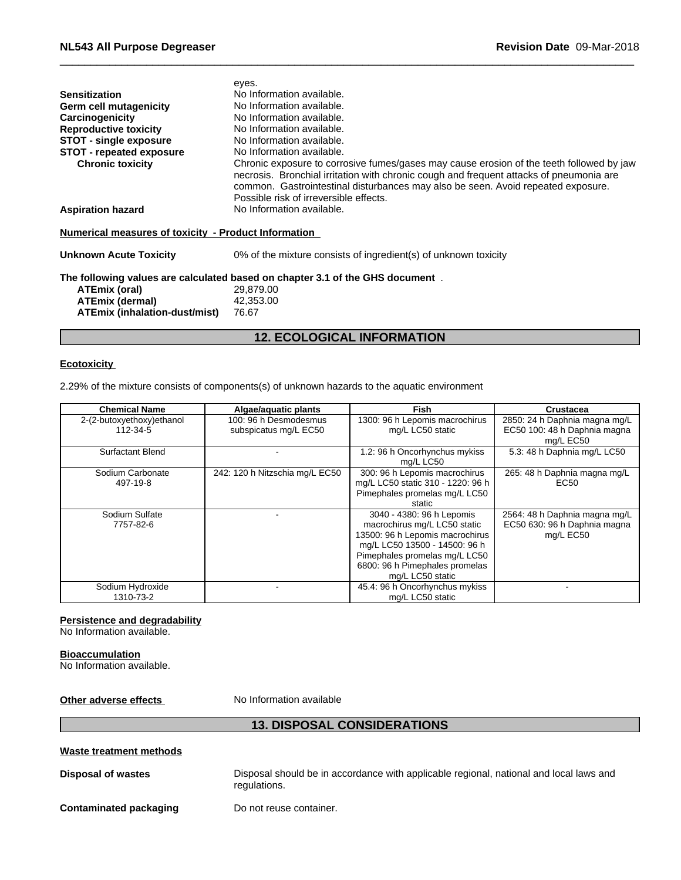eyes.

**Sensitization** No Information available.

**Germ cell mutagenicity** No Information available.

**Carcinogenicity** No Information available.

**Reproductive toxicity** No Information available.

**STOT - single exposure** No Information available.

**STOT - repeated exposure** No Information available.

**Chronic toxicity** Chronic exposure to corrosive fumes/gases may cause erosion of the teeth followed by jaw necrosis. Bronchial irritation with chronic cough and frequent attacks of pneumonia are common. Gastrointestinal disturbances may also be seen. Avoid repeated exposure. Possible risk of irreversible effects.

**Aspiration hazard** No Information available.

**Numerical measures of toxicity - Product Information**

**Unknown Acute Toxicity** 0% of the mixture consists of ingredient(s) of unknown toxicity

**The following values are calculated based on chapter 3.1 of the GHS document** .

**ATEmix (oral)** 29,879.00

**ATEmix (dermal)** 42,353.00

**ATEmix (inhalation-dust/mist)** 76.67

## 12. ECOLOGICAL INFORMATION

**Ecotoxicity**

2.29% of the mixture consists of components(s) of unknown hazards to the aquatic environment

| Chemical Name | Algae/aquatic plants | Fish | Crustacea |
|---|---|---|---|
| 2-(2-butoxyethoxy)ethanol 112-34-5 | 100: 96 h Desmodesmus subspicatus mg/L EC50 | 1300: 96 h Lepomis macrochirus mg/L LC50 static | 2850: 24 h Daphnia magna mg/L EC50 100: 48 h Daphnia magna mg/L EC50 |
| Surfactant Blend | - | 1.2: 96 h Oncorhynchus mykiss mg/L LC50 | 5.3: 48 h Daphnia mg/L LC50 |
| Sodium Carbonate 497-19-8 | 242: 120 h Nitzschia mg/L EC50 | 300: 96 h Lepomis macrochirus mg/L LC50 static 310 - 1220: 96 h Pimephales promelas mg/L LC50 static | 265: 48 h Daphnia magna mg/L EC50 |
| Sodium Sulfate 7757-82-6 | - | 3040 - 4380: 96 h Lepomis macrochirus mg/L LC50 static 13500: 96 h Lepomis macrochirus mg/L LC50 13500 - 14500: 96 h Pimephales promelas mg/L LC50 6800: 96 h Pimephales promelas mg/L LC50 static | 2564: 48 h Daphnia magna mg/L EC50 630: 96 h Daphnia magna mg/L EC50 |
| Sodium Hydroxide 1310-73-2 | - | 45.4: 96 h Oncorhynchus mykiss mg/L LC50 static | - |

**Persistence and degradability**

No Information available.

**Bioaccumulation**

No Information available.

**Other adverse effects** No Information available

## 13. DISPOSAL CONSIDERATIONS

**Waste treatment methods**

**Disposal of wastes** Disposal should be in accordance with applicable regional, national and local laws and regulations.

**Contaminated packaging** Do not reuse container.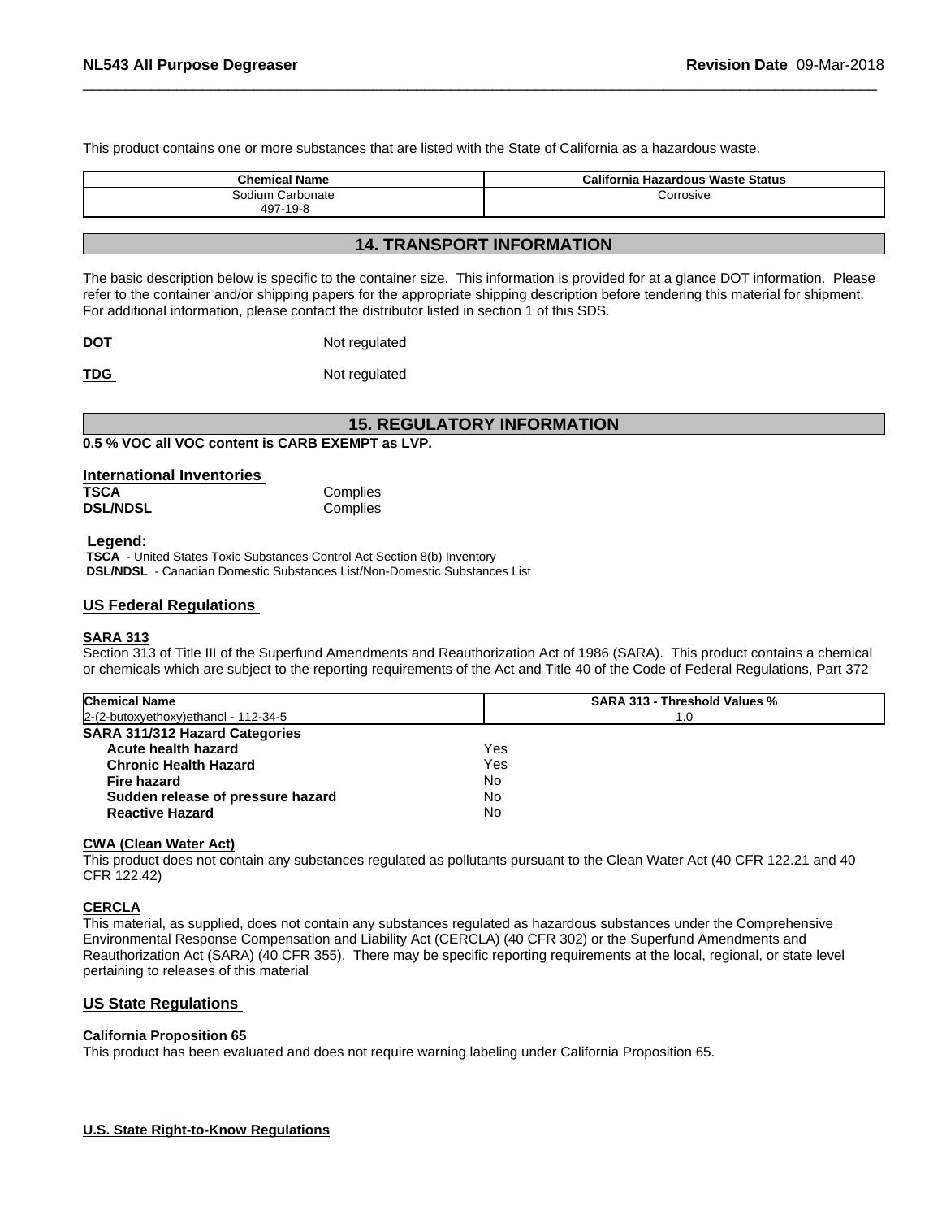This product contains one or more substances that are listed with the State of California as a hazardous waste.

| Chemical Name | California Hazardous Waste Status |
|---|---|
| Sodium Carbonate<br>497-19-8 | Corrosive |

## 14. TRANSPORT INFORMATION

The basic description below is specific to the container size. This information is provided for at a glance DOT information. Please refer to the container and/or shipping papers for the appropriate shipping description before tendering this material for shipment. For additional information, please contact the distributor listed in section 1 of this SDS.

**DOT** Not regulated

**TDG** Not regulated

## 15. REGULATORY INFORMATION

**0.5 % VOC all VOC content is CARB EXEMPT as LVP.**

### International Inventories

**TSCA** Complies
**DSL/NDSL** Complies

**Legend:**
**TSCA** - United States Toxic Substances Control Act Section 8(b) Inventory
**DSL/NDSL** - Canadian Domestic Substances List/Non-Domestic Substances List

### US Federal Regulations

**SARA 313**

Section 313 of Title III of the Superfund Amendments and Reauthorization Act of 1986 (SARA). This product contains a chemical or chemicals which are subject to the reporting requirements of the Act and Title 40 of the Code of Federal Regulations, Part 372

| Chemical Name | SARA 313 - Threshold Values % |
|---|---|
| 2-(2-butoxyethoxy)ethanol - 112-34-5 | 1.0 |

**SARA 311/312 Hazard Categories**

| | |
|---|---|
| **Acute health hazard** | Yes |
| **Chronic Health Hazard** | Yes |
| **Fire hazard** | No |
| **Sudden release of pressure hazard** | No |
| **Reactive Hazard** | No |

**CWA (Clean Water Act)**

This product does not contain any substances regulated as pollutants pursuant to the Clean Water Act (40 CFR 122.21 and 40 CFR 122.42)

**CERCLA**

This material, as supplied, does not contain any substances regulated as hazardous substances under the Comprehensive Environmental Response Compensation and Liability Act (CERCLA) (40 CFR 302) or the Superfund Amendments and Reauthorization Act (SARA) (40 CFR 355). There may be specific reporting requirements at the local, regional, or state level pertaining to releases of this material

### US State Regulations

**California Proposition 65**

This product has been evaluated and does not require warning labeling under California Proposition 65.

**U.S. State Right-to-Know Regulations**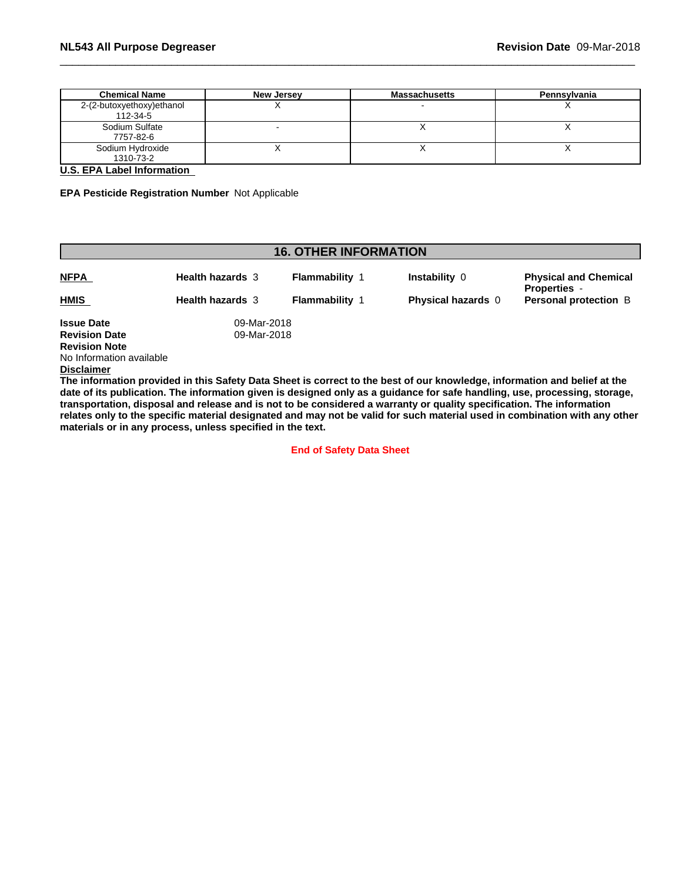| Chemical Name | New Jersey | Massachusetts | Pennsylvania |
|---|---|---|---|
| 2-(2-butoxyethoxy)ethanol 112-34-5 | X | - | X |
| Sodium Sulfate 7757-82-6 | - | X | X |
| Sodium Hydroxide 1310-73-2 | X | X | X |

**U.S. EPA Label Information**

**EPA Pesticide Registration Number** Not Applicable

## 16. OTHER INFORMATION

| | | | | |
|---|---|---|---|---|
| **NFPA** | **Health hazards** 3 | **Flammability** 1 | **Instability** 0 | **Physical and Chemical Properties** - |
| **HMIS** | **Health hazards** 3 | **Flammability** 1 | **Physical hazards** 0 | **Personal protection** B |

**Issue Date** 09-Mar-2018
**Revision Date** 09-Mar-2018
**Revision Note**
No Information available

**Disclaimer**

**The information provided in this Safety Data Sheet is correct to the best of our knowledge, information and belief at the date of its publication. The information given is designed only as a guidance for safe handling, use, processing, storage, transportation, disposal and release and is not to be considered a warranty or quality specification. The information relates only to the specific material designated and may not be valid for such material used in combination with any other materials or in any process, unless specified in the text.**

**End of Safety Data Sheet**